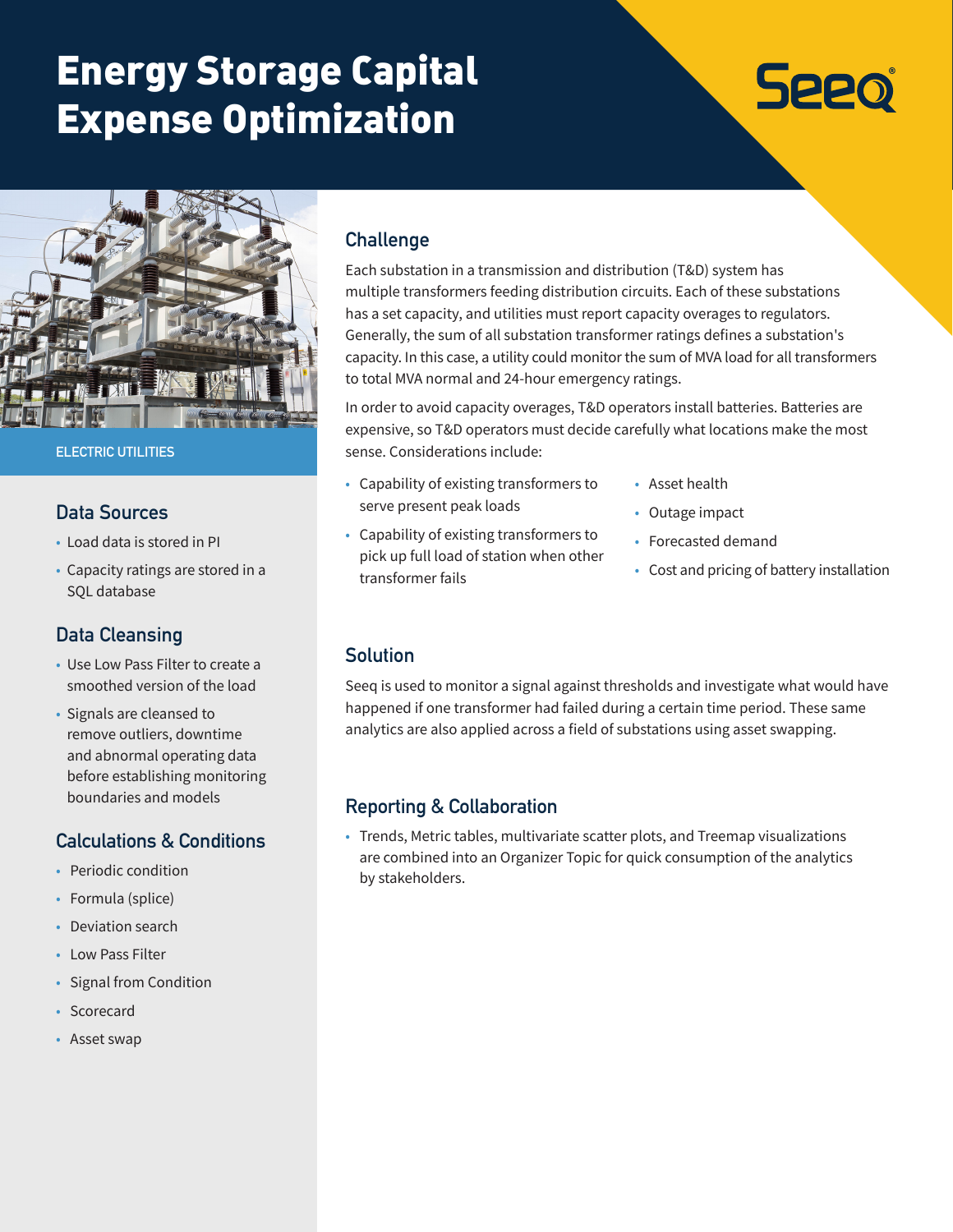# Energy Storage Capital Expense Optimization

Seeq

ELECTRIC UTILITIES

## Data Sources

- Load data is stored in PI
- Capacity ratings are stored in a SQL database

## Data Cleansing

- Use Low Pass Filter to create a smoothed version of the load
- Signals are cleansed to remove outliers, downtime and abnormal operating data before establishing monitoring boundaries and models

## Calculations & Conditions

- Periodic condition
- Formula (splice)
- Deviation search
- Low Pass Filter
- Signal from Condition
- Scorecard
- Asset swap

## Challenge

Each substation in a transmission and distribution (T&D) system has multiple transformers feeding distribution circuits. Each of these substations has a set capacity, and utilities must report capacity overages to regulators. Generally, the sum of all substation transformer ratings defines a substation's capacity. In this case, a utility could monitor the sum of MVA load for all transformers to total MVA normal and 24-hour emergency ratings.

In order to avoid capacity overages, T&D operators install batteries. Batteries are expensive, so T&D operators must decide carefully what locations make the most sense. Considerations include:

- Capability of existing transformers to serve present peak loads
- Capability of existing transformers to pick up full load of station when other transformer fails
- Asset health
- Outage impact
- Forecasted demand
- Cost and pricing of battery installation

## Solution

Seeq is used to monitor a signal against thresholds and investigate what would have happened if one transformer had failed during a certain time period. These same analytics are also applied across a field of substations using asset swapping.

## Reporting & Collaboration

- Trends, Metric tables, multivariate scatter plots, and Treemap visualizations are combined into an Organizer Topic for quick consumption of the analytics by stakeholders.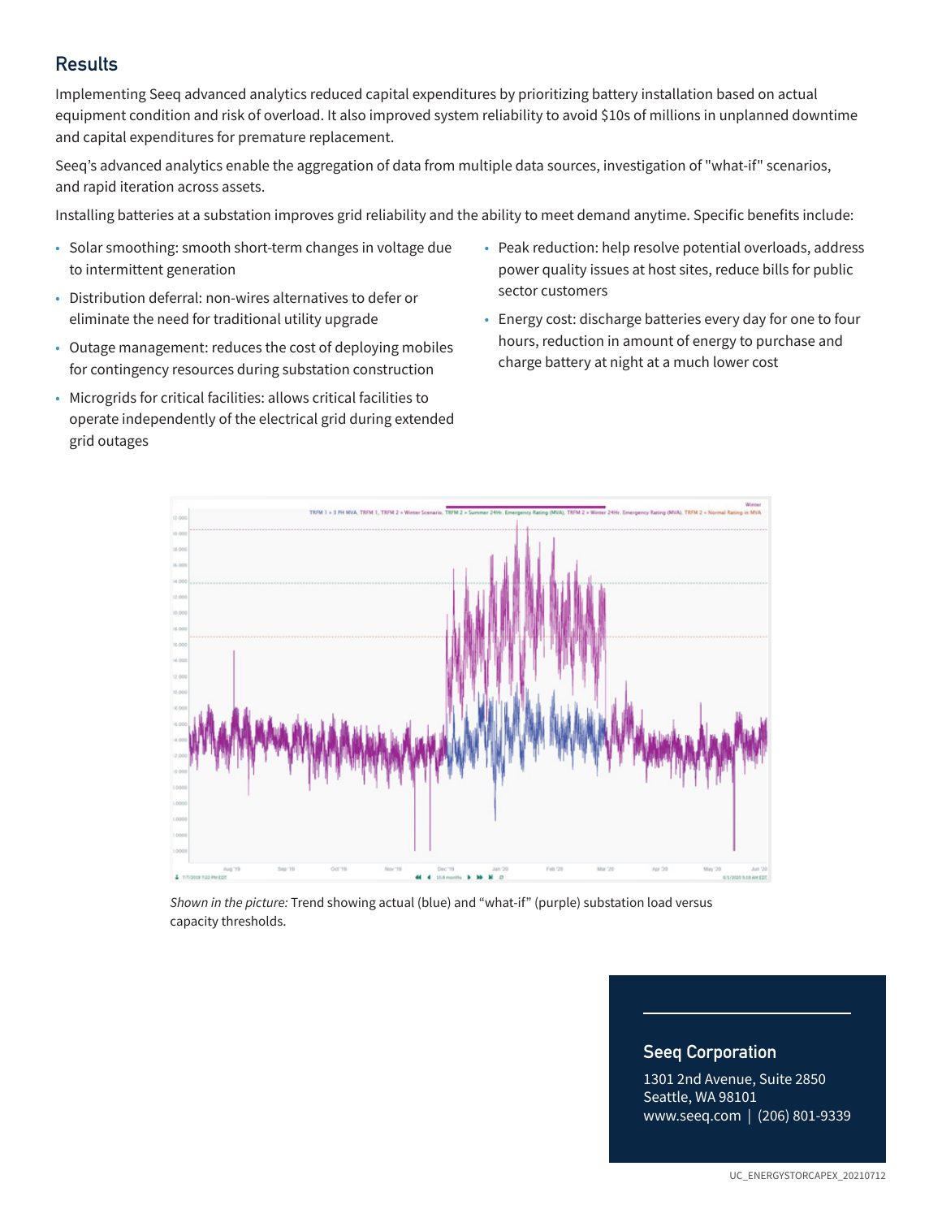## Results

Implementing Seeq advanced analytics reduced capital expenditures by prioritizing battery installation based on actual equipment condition and risk of overload. It also improved system reliability to avoid $10s of millions in unplanned downtime and capital expenditures for premature replacement.

Seeq's advanced analytics enable the aggregation of data from multiple data sources, investigation of "what-if" scenarios, and rapid iteration across assets.

Installing batteries at a substation improves grid reliability and the ability to meet demand anytime. Specific benefits include:

- Solar smoothing: smooth short-term changes in voltage due to intermittent generation
- Distribution deferral: non-wires alternatives to defer or eliminate the need for traditional utility upgrade
- Outage management: reduces the cost of deploying mobiles for contingency resources during substation construction
- Microgrids for critical facilities: allows critical facilities to operate independently of the electrical grid during extended grid outages
- Peak reduction: help resolve potential overloads, address power quality issues at host sites, reduce bills for public sector customers
- Energy cost: discharge batteries every day for one to four hours, reduction in amount of energy to purchase and charge battery at night at a much lower cost

*Shown in the picture:* Trend showing actual (blue) and "what-if" (purple) substation load versus capacity thresholds.

**Seeq Corporation**
1301 2nd Avenue, Suite 2850
Seattle, WA 98101
www.seeq.com | (206) 801-9339

UC_ENERGYSTORCAPEX_20210712